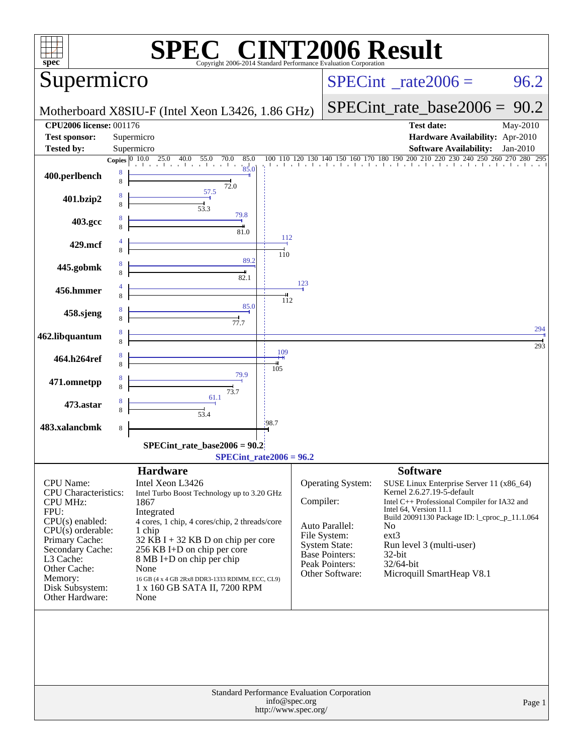# SPEC CINT2006 Result

Copyright 2006-2014 Standard Performance Evaluation Corporation

## Supermicro

Motherboard X8SIU-F (Intel Xeon L3426, 1.86 GHz)

SPECint_rate2006 = 96.2

SPECint_rate_base2006 = 90.2

| | | | |
|---|---|---|---|
| **CPU2006 license:** | 001176 | **Test date:** | May-2010 |
| **Test sponsor:** | Supermicro | **Hardware Availability:** | Apr-2010 |
| **Tested by:** | Supermicro | **Software Availability:** | Jan-2010 |

| Benchmark | Copies (peak) | Copies (base) | Peak | Base |
|---|---|---|---|---|
| 400.perlbench | 8 | 8 | 85.0 | 72.0 |
| 401.bzip2 | 8 | 8 | 57.5 | 53.3 |
| 403.gcc | 8 | 8 | 79.8 | 81.0 |
| 429.mcf | 4 | 8 | 112 | 110 |
| 445.gobmk | 8 | 8 | 89.2 | 82.1 |
| 456.hmmer | 4 | 8 | 123 | 112 |
| 458.sjeng | 8 | 8 | 85.0 | 77.7 |
| 462.libquantum | 8 | 8 | 294 | 293 |
| 464.h264ref | 8 | 8 | 109 | 105 |
| 471.omnetpp | 8 | 8 | 79.9 | 73.7 |
| 473.astar | 8 | 8 | 61.1 | 53.4 |
| 483.xalancbmk | | 8 | | 98.7 |

SPECint_rate_base2006 = 90.2

SPECint_rate2006 = 96.2

### Hardware

| | |
|---|---|
| CPU Name: | Intel Xeon L3426 |
| CPU Characteristics: | Intel Turbo Boost Technology up to 3.20 GHz |
| CPU MHz: | 1867 |
| FPU: | Integrated |
| CPU(s) enabled: | 4 cores, 1 chip, 4 cores/chip, 2 threads/core |
| CPU(s) orderable: | 1 chip |
| Primary Cache: | 32 KB I + 32 KB D on chip per core |
| Secondary Cache: | 256 KB I+D on chip per core |
| L3 Cache: | 8 MB I+D on chip per chip |
| Other Cache: | None |
| Memory: | 16 GB (4 x 4 GB 2Rx8 DDR3-1333 RDIMM, ECC, CL9) |
| Disk Subsystem: | 1 x 160 GB SATA II, 7200 RPM |
| Other Hardware: | None |

### Software

| | |
|---|---|
| Operating System: | SUSE Linux Enterprise Server 11 (x86_64) Kernel 2.6.27.19-5-default |
| Compiler: | Intel C++ Professional Compiler for IA32 and Intel 64, Version 11.1 Build 20091130 Package ID: l_cproc_p_11.1.064 |
| Auto Parallel: | No |
| File System: | ext3 |
| System State: | Run level 3 (multi-user) |
| Base Pointers: | 32-bit |
| Peak Pointers: | 32/64-bit |
| Other Software: | Microquill SmartHeap V8.1 |

Standard Performance Evaluation Corporation
info@spec.org
http://www.spec.org/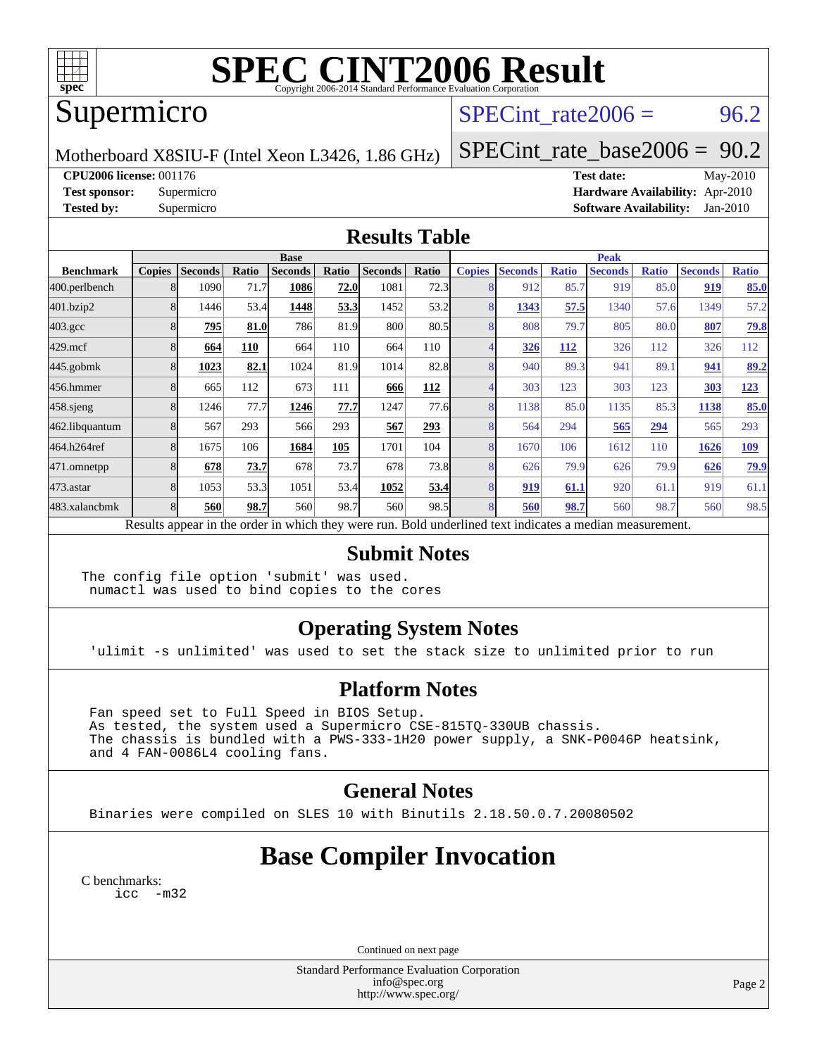# SPEC CINT2006 Result

Copyright 2006-2014 Standard Performance Evaluation Corporation

## Supermicro

Motherboard X8SIU-F (Intel Xeon L3426, 1.86 GHz)

SPECint_rate2006 = 96.2

SPECint_rate_base2006 = 90.2

**CPU2006 license:** 001176
**Test sponsor:** Supermicro
**Tested by:** Supermicro

**Test date:** May-2010
**Hardware Availability:** Apr-2010
**Software Availability:** Jan-2010

## Results Table

| | Base | | | | | | | Peak | | | | | | |
|---|---|---|---|---|---|---|---|---|---|---|---|---|---|---|
| **Benchmark** | **Copies** | **Seconds** | **Ratio** | **Seconds** | **Ratio** | **Seconds** | **Ratio** | **Copies** | **Seconds** | **Ratio** | **Seconds** | **Ratio** | **Seconds** | **Ratio** |
| 400.perlbench | 8 | 1090 | 71.7 | **1086** | **72.0** | 1081 | 72.3 | 8 | 912 | 85.7 | 919 | 85.0 | **919** | **85.0** |
| 401.bzip2 | 8 | 1446 | 53.4 | **1448** | **53.3** | 1452 | 53.2 | 8 | **1343** | **57.5** | 1340 | 57.6 | 1349 | 57.2 |
| 403.gcc | 8 | **795** | **81.0** | 786 | 81.9 | 800 | 80.5 | 8 | 808 | 79.7 | 805 | 80.0 | **807** | **79.8** |
| 429.mcf | 8 | **664** | **110** | 664 | 110 | 664 | 110 | 4 | **326** | **112** | 326 | 112 | 326 | 112 |
| 445.gobmk | 8 | **1023** | **82.1** | 1024 | 81.9 | 1014 | 82.8 | 8 | 940 | 89.3 | 941 | 89.1 | **941** | **89.2** |
| 456.hmmer | 8 | 665 | 112 | 673 | 111 | **666** | **112** | 4 | 303 | 123 | 303 | 123 | **303** | **123** |
| 458.sjeng | 8 | 1246 | 77.7 | **1246** | **77.7** | 1247 | 77.6 | 8 | 1138 | 85.0 | 1135 | 85.3 | **1138** | **85.0** |
| 462.libquantum | 8 | 567 | 293 | 566 | 293 | **567** | **293** | 8 | 564 | 294 | **565** | **294** | 565 | 293 |
| 464.h264ref | 8 | 1675 | 106 | **1684** | **105** | 1701 | 104 | 8 | 1670 | 106 | 1612 | 110 | **1626** | **109** |
| 471.omnetpp | 8 | **678** | **73.7** | 678 | 73.7 | 678 | 73.8 | 8 | 626 | 79.9 | 626 | 79.9 | **626** | **79.9** |
| 473.astar | 8 | 1053 | 53.3 | 1051 | 53.4 | **1052** | **53.4** | 8 | **919** | **61.1** | 920 | 61.1 | 919 | 61.1 |
| 483.xalancbmk | 8 | **560** | **98.7** | 560 | 98.7 | 560 | 98.5 | 8 | **560** | **98.7** | 560 | 98.7 | 560 | 98.5 |

Results appear in the order in which they were run. Bold underlined text indicates a median measurement.

## Submit Notes

```
The config file option 'submit' was used.
 numactl was used to bind copies to the cores
```

## Operating System Notes

```
'ulimit -s unlimited' was used to set the stack size to unlimited prior to run
```

## Platform Notes

```
Fan speed set to Full Speed in BIOS Setup.
As tested, the system used a Supermicro CSE-815TQ-330UB chassis.
The chassis is bundled with a PWS-333-1H20 power supply, a SNK-P0046P heatsink,
and 4 FAN-0086L4 cooling fans.
```

## General Notes

```
Binaries were compiled on SLES 10 with Binutils 2.18.50.0.7.20080502
```

# Base Compiler Invocation

C benchmarks:

```
icc  -m32
```

Continued on next page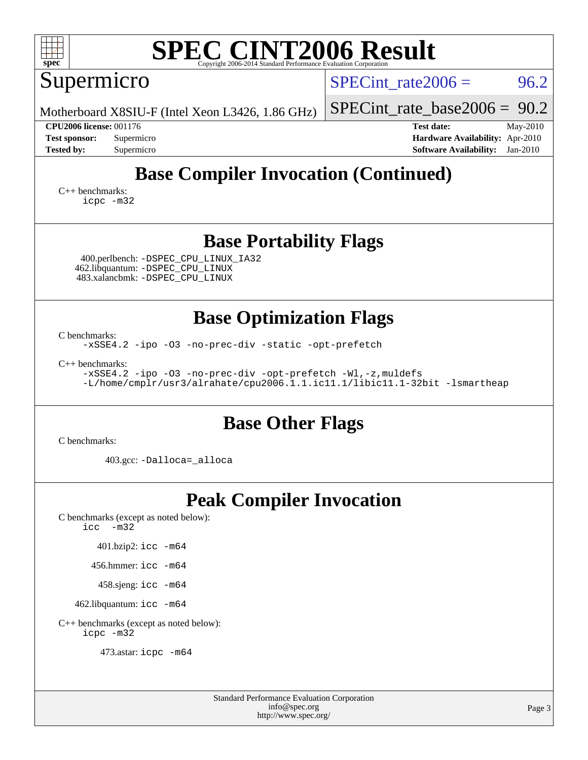# SPEC CINT2006 Result

Supermicro

Motherboard X8SIU-F (Intel Xeon L3426, 1.86 GHz)

SPECint_rate2006 = 96.2

SPECint_rate_base2006 = 90.2

**CPU2006 license:** 001176
**Test sponsor:** Supermicro
**Tested by:** Supermicro

**Test date:** May-2010
**Hardware Availability:** Apr-2010
**Software Availability:** Jan-2010

## Base Compiler Invocation (Continued)

C++ benchmarks:
```
icpc -m32
```

## Base Portability Flags

400.perlbench: `-DSPEC_CPU_LINUX_IA32`
462.libquantum: `-DSPEC_CPU_LINUX`
483.xalancbmk: `-DSPEC_CPU_LINUX`

## Base Optimization Flags

C benchmarks:
```
-xSSE4.2 -ipo -O3 -no-prec-div -static -opt-prefetch
```

C++ benchmarks:
```
-xSSE4.2 -ipo -O3 -no-prec-div -opt-prefetch -Wl,-z,muldefs
-L/home/cmplr/usr3/alrahate/cpu2006.1.1.ic11.1/libic11.1-32bit -lsmartheap
```

## Base Other Flags

C benchmarks:

403.gcc: `-Dalloca=_alloca`

## Peak Compiler Invocation

C benchmarks (except as noted below):
```
icc -m32
```

401.bzip2: `icc -m64`

456.hmmer: `icc -m64`

458.sjeng: `icc -m64`

462.libquantum: `icc -m64`

C++ benchmarks (except as noted below):
```
icpc -m32
```

473.astar: `icpc -m64`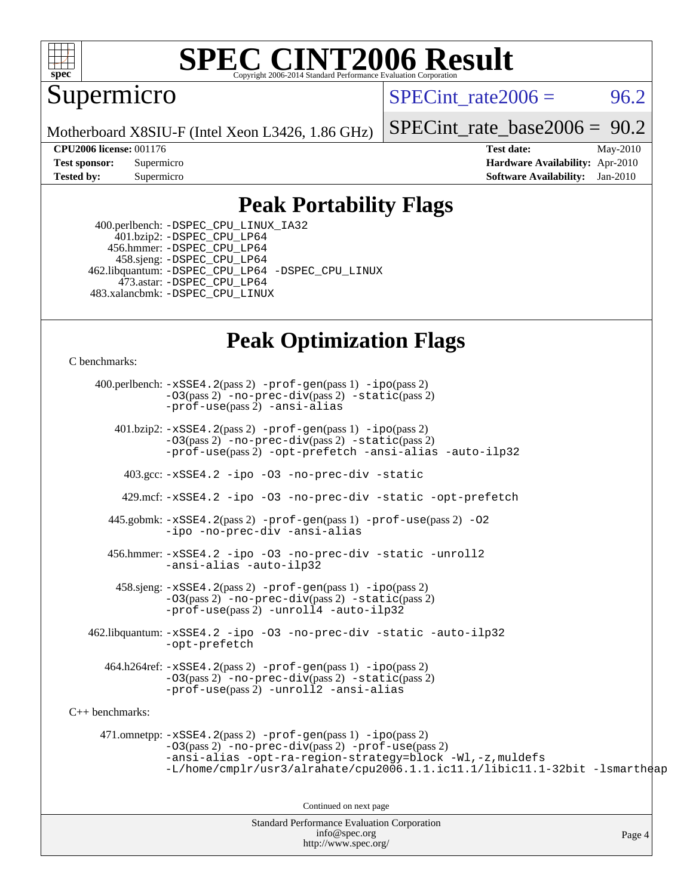# SPEC CINT2006 Result

Copyright 2006-2014 Standard Performance Evaluation Corporation

Supermicro

Motherboard X8SIU-F (Intel Xeon L3426, 1.86 GHz)

SPECint_rate2006 = 96.2

SPECint_rate_base2006 = 90.2

**CPU2006 license:** 001176
**Test sponsor:** Supermicro
**Tested by:** Supermicro

**Test date:** May-2010
**Hardware Availability:** Apr-2010
**Software Availability:** Jan-2010

## Peak Portability Flags

400.perlbench: -DSPEC_CPU_LINUX_IA32
401.bzip2: -DSPEC_CPU_LP64
456.hmmer: -DSPEC_CPU_LP64
458.sjeng: -DSPEC_CPU_LP64
462.libquantum: -DSPEC_CPU_LP64 -DSPEC_CPU_LINUX
473.astar: -DSPEC_CPU_LP64
483.xalancbmk: -DSPEC_CPU_LINUX

## Peak Optimization Flags

C benchmarks:

400.perlbench: -xSSE4.2(pass 2) -prof-gen(pass 1) -ipo(pass 2) -O3(pass 2) -no-prec-div(pass 2) -static(pass 2) -prof-use(pass 2) -ansi-alias

401.bzip2: -xSSE4.2(pass 2) -prof-gen(pass 1) -ipo(pass 2) -O3(pass 2) -no-prec-div(pass 2) -static(pass 2) -prof-use(pass 2) -opt-prefetch -ansi-alias -auto-ilp32

403.gcc: -xSSE4.2 -ipo -O3 -no-prec-div -static

429.mcf: -xSSE4.2 -ipo -O3 -no-prec-div -static -opt-prefetch

445.gobmk: -xSSE4.2(pass 2) -prof-gen(pass 1) -prof-use(pass 2) -O2 -ipo -no-prec-div -ansi-alias

456.hmmer: -xSSE4.2 -ipo -O3 -no-prec-div -static -unroll2 -ansi-alias -auto-ilp32

458.sjeng: -xSSE4.2(pass 2) -prof-gen(pass 1) -ipo(pass 2) -O3(pass 2) -no-prec-div(pass 2) -static(pass 2) -prof-use(pass 2) -unroll4 -auto-ilp32

462.libquantum: -xSSE4.2 -ipo -O3 -no-prec-div -static -auto-ilp32 -opt-prefetch

464.h264ref: -xSSE4.2(pass 2) -prof-gen(pass 1) -ipo(pass 2) -O3(pass 2) -no-prec-div(pass 2) -static(pass 2) -prof-use(pass 2) -unroll2 -ansi-alias

C++ benchmarks:

471.omnetpp: -xSSE4.2(pass 2) -prof-gen(pass 1) -ipo(pass 2) -O3(pass 2) -no-prec-div(pass 2) -prof-use(pass 2) -ansi-alias -opt-ra-region-strategy=block -Wl,-z,muldefs -L/home/cmplr/usr3/alrahate/cpu2006.1.1.ic11.1/libic11.1-32bit -lsmartheap

Continued on next page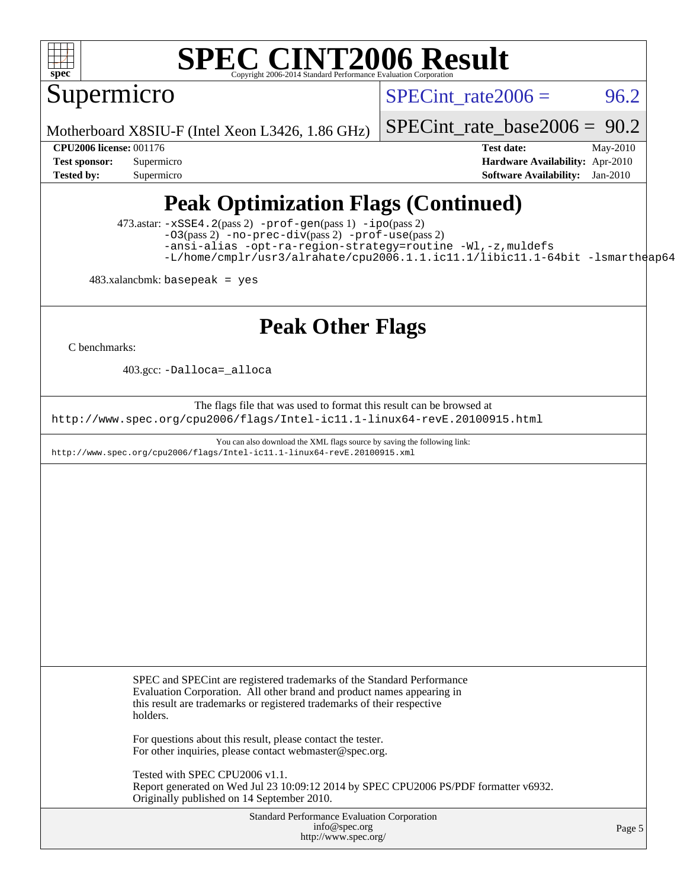# Peak Optimization Flags (Continued)

473.astar: -xSSE4.2(pass 2) -prof-gen(pass 1) -ipo(pass 2) -O3(pass 2) -no-prec-div(pass 2) -prof-use(pass 2) -ansi-alias -opt-ra-region-strategy=routine -Wl,-z,muldefs -L/home/cmplr/usr3/alrahate/cpu2006.1.1.ic11.1/libic11.1-64bit -lsmartheap64

483.xalancbmk: basepeak = yes

# Peak Other Flags

C benchmarks:

403.gcc: -Dalloca=_alloca

The flags file that was used to format this result can be browsed at
http://www.spec.org/cpu2006/flags/Intel-ic11.1-linux64-revE.20100915.html

You can also download the XML flags source by saving the following link:
http://www.spec.org/cpu2006/flags/Intel-ic11.1-linux64-revE.20100915.xml

SPEC and SPECint are registered trademarks of the Standard Performance Evaluation Corporation. All other brand and product names appearing in this result are trademarks or registered trademarks of their respective holders.

For questions about this result, please contact the tester.
For other inquiries, please contact webmaster@spec.org.

Tested with SPEC CPU2006 v1.1.
Report generated on Wed Jul 23 10:09:12 2014 by SPEC CPU2006 PS/PDF formatter v6932.
Originally published on 14 September 2010.